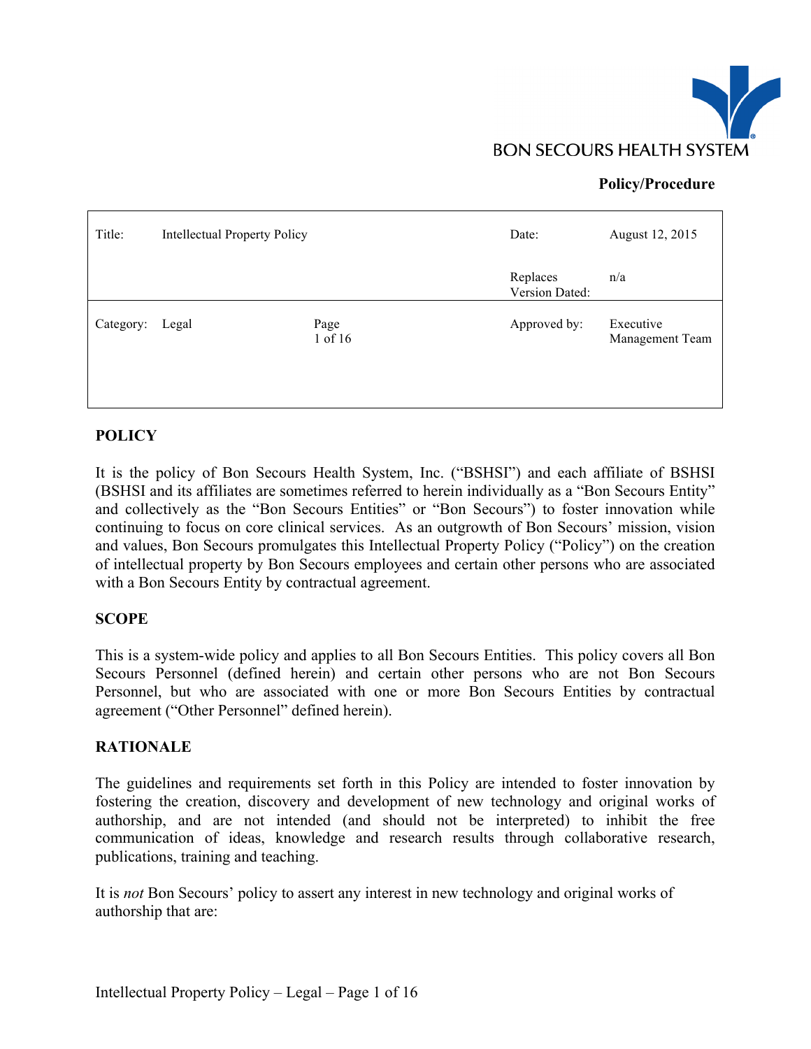BON SECOURS HEALTH SYSTEM

**Policy/Procedure**

| Title: | Intellectual Property Policy | | Date: | August 12, 2015 |
|---|---|---|---|---|
| | | | Replaces Version Dated: | n/a |
| Category: | Legal | Page 1 of 16 | Approved by: | Executive Management Team |

## POLICY

It is the policy of Bon Secours Health System, Inc. ("BSHSI") and each affiliate of BSHSI (BSHSI and its affiliates are sometimes referred to herein individually as a "Bon Secours Entity" and collectively as the "Bon Secours Entities" or "Bon Secours") to foster innovation while continuing to focus on core clinical services. As an outgrowth of Bon Secours' mission, vision and values, Bon Secours promulgates this Intellectual Property Policy ("Policy") on the creation of intellectual property by Bon Secours employees and certain other persons who are associated with a Bon Secours Entity by contractual agreement.

## SCOPE

This is a system-wide policy and applies to all Bon Secours Entities. This policy covers all Bon Secours Personnel (defined herein) and certain other persons who are not Bon Secours Personnel, but who are associated with one or more Bon Secours Entities by contractual agreement ("Other Personnel" defined herein).

## RATIONALE

The guidelines and requirements set forth in this Policy are intended to foster innovation by fostering the creation, discovery and development of new technology and original works of authorship, and are not intended (and should not be interpreted) to inhibit the free communication of ideas, knowledge and research results through collaborative research, publications, training and teaching.

It is *not* Bon Secours' policy to assert any interest in new technology and original works of authorship that are: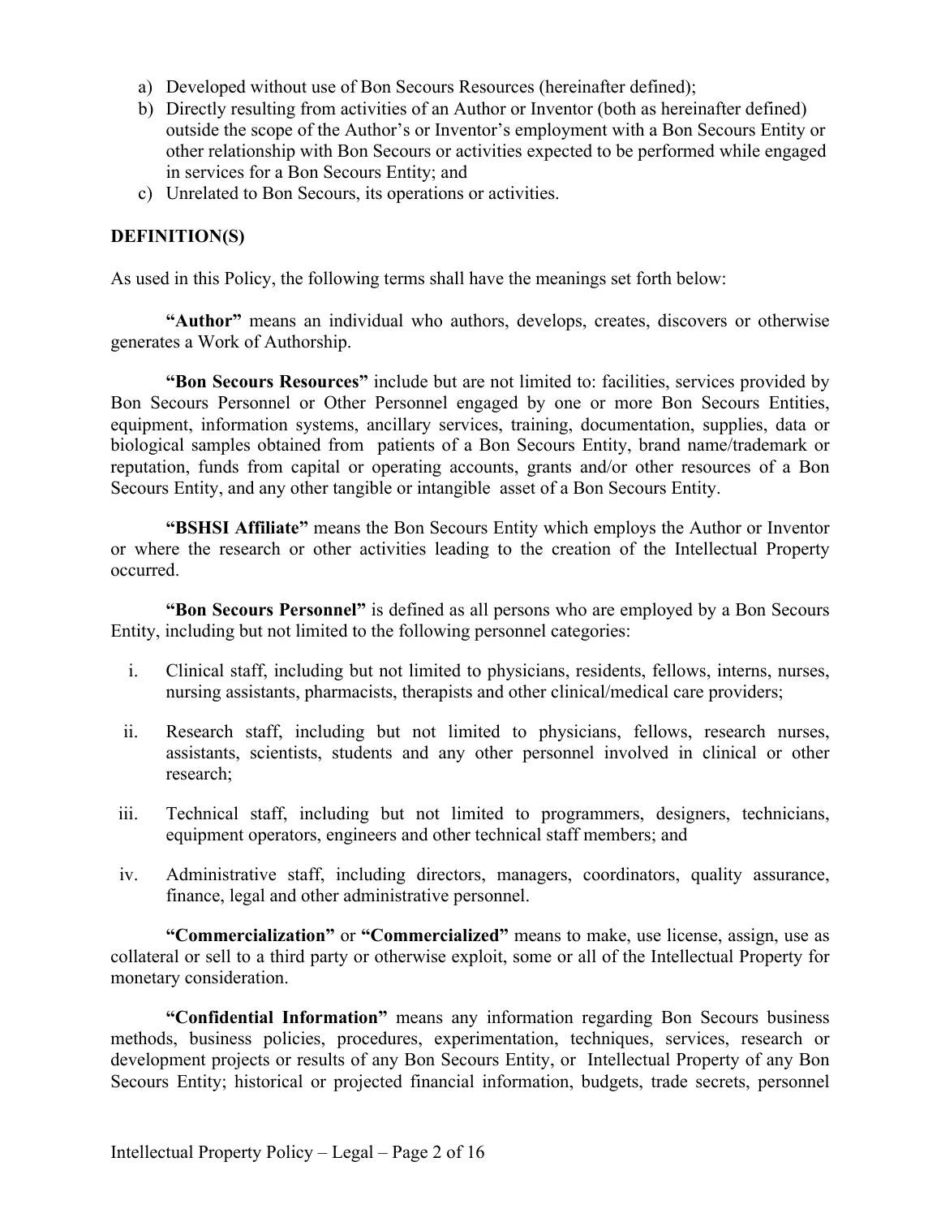a) Developed without use of Bon Secours Resources (hereinafter defined);
b) Directly resulting from activities of an Author or Inventor (both as hereinafter defined) outside the scope of the Author's or Inventor's employment with a Bon Secours Entity or other relationship with Bon Secours or activities expected to be performed while engaged in services for a Bon Secours Entity; and
c) Unrelated to Bon Secours, its operations or activities.

**DEFINITION(S)**

As used in this Policy, the following terms shall have the meanings set forth below:

**"Author"** means an individual who authors, develops, creates, discovers or otherwise generates a Work of Authorship.

**"Bon Secours Resources"** include but are not limited to: facilities, services provided by Bon Secours Personnel or Other Personnel engaged by one or more Bon Secours Entities, equipment, information systems, ancillary services, training, documentation, supplies, data or biological samples obtained from patients of a Bon Secours Entity, brand name/trademark or reputation, funds from capital or operating accounts, grants and/or other resources of a Bon Secours Entity, and any other tangible or intangible asset of a Bon Secours Entity.

**"BSHSI Affiliate"** means the Bon Secours Entity which employs the Author or Inventor or where the research or other activities leading to the creation of the Intellectual Property occurred.

**"Bon Secours Personnel"** is defined as all persons who are employed by a Bon Secours Entity, including but not limited to the following personnel categories:

i. Clinical staff, including but not limited to physicians, residents, fellows, interns, nurses, nursing assistants, pharmacists, therapists and other clinical/medical care providers;

ii. Research staff, including but not limited to physicians, fellows, research nurses, assistants, scientists, students and any other personnel involved in clinical or other research;

iii. Technical staff, including but not limited to programmers, designers, technicians, equipment operators, engineers and other technical staff members; and

iv. Administrative staff, including directors, managers, coordinators, quality assurance, finance, legal and other administrative personnel.

**"Commercialization"** or **"Commercialized"** means to make, use license, assign, use as collateral or sell to a third party or otherwise exploit, some or all of the Intellectual Property for monetary consideration.

**"Confidential Information"** means any information regarding Bon Secours business methods, business policies, procedures, experimentation, techniques, services, research or development projects or results of any Bon Secours Entity, or Intellectual Property of any Bon Secours Entity; historical or projected financial information, budgets, trade secrets, personnel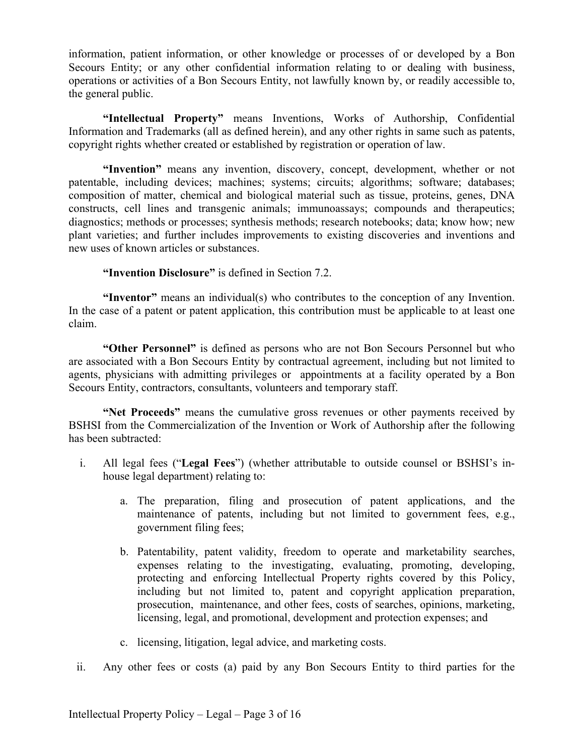information, patient information, or other knowledge or processes of or developed by a Bon Secours Entity; or any other confidential information relating to or dealing with business, operations or activities of a Bon Secours Entity, not lawfully known by, or readily accessible to, the general public.

**"Intellectual Property"** means Inventions, Works of Authorship, Confidential Information and Trademarks (all as defined herein), and any other rights in same such as patents, copyright rights whether created or established by registration or operation of law.

**"Invention"** means any invention, discovery, concept, development, whether or not patentable, including devices; machines; systems; circuits; algorithms; software; databases; composition of matter, chemical and biological material such as tissue, proteins, genes, DNA constructs, cell lines and transgenic animals; immunoassays; compounds and therapeutics; diagnostics; methods or processes; synthesis methods; research notebooks; data; know how; new plant varieties; and further includes improvements to existing discoveries and inventions and new uses of known articles or substances.

**"Invention Disclosure"** is defined in Section 7.2.

**"Inventor"** means an individual(s) who contributes to the conception of any Invention. In the case of a patent or patent application, this contribution must be applicable to at least one claim.

**"Other Personnel"** is defined as persons who are not Bon Secours Personnel but who are associated with a Bon Secours Entity by contractual agreement, including but not limited to agents, physicians with admitting privileges or appointments at a facility operated by a Bon Secours Entity, contractors, consultants, volunteers and temporary staff.

**"Net Proceeds"** means the cumulative gross revenues or other payments received by BSHSI from the Commercialization of the Invention or Work of Authorship after the following has been subtracted:

i. All legal fees ("**Legal Fees**") (whether attributable to outside counsel or BSHSI's in-house legal department) relating to:

   a. The preparation, filing and prosecution of patent applications, and the maintenance of patents, including but not limited to government fees, e.g., government filing fees;

   b. Patentability, patent validity, freedom to operate and marketability searches, expenses relating to the investigating, evaluating, promoting, developing, protecting and enforcing Intellectual Property rights covered by this Policy, including but not limited to, patent and copyright application preparation, prosecution, maintenance, and other fees, costs of searches, opinions, marketing, licensing, legal, and promotional, development and protection expenses; and

   c. licensing, litigation, legal advice, and marketing costs.

ii. Any other fees or costs (a) paid by any Bon Secours Entity to third parties for the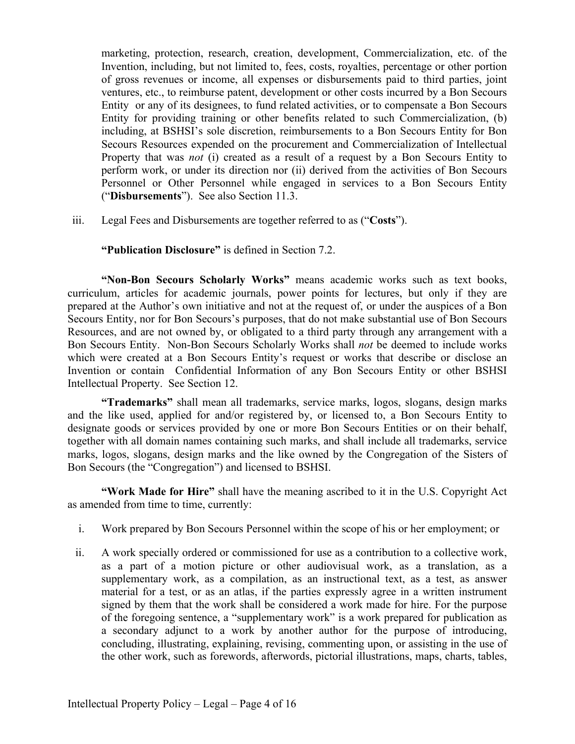marketing, protection, research, creation, development, Commercialization, etc. of the Invention, including, but not limited to, fees, costs, royalties, percentage or other portion of gross revenues or income, all expenses or disbursements paid to third parties, joint ventures, etc., to reimburse patent, development or other costs incurred by a Bon Secours Entity or any of its designees, to fund related activities, or to compensate a Bon Secours Entity for providing training or other benefits related to such Commercialization, (b) including, at BSHSI's sole discretion, reimbursements to a Bon Secours Entity for Bon Secours Resources expended on the procurement and Commercialization of Intellectual Property that was *not* (i) created as a result of a request by a Bon Secours Entity to perform work, or under its direction nor (ii) derived from the activities of Bon Secours Personnel or Other Personnel while engaged in services to a Bon Secours Entity ("**Disbursements**"). See also Section 11.3.

iii. Legal Fees and Disbursements are together referred to as ("**Costs**").

**"Publication Disclosure"** is defined in Section 7.2.

**"Non-Bon Secours Scholarly Works"** means academic works such as text books, curriculum, articles for academic journals, power points for lectures, but only if they are prepared at the Author's own initiative and not at the request of, or under the auspices of a Bon Secours Entity, nor for Bon Secours's purposes, that do not make substantial use of Bon Secours Resources, and are not owned by, or obligated to a third party through any arrangement with a Bon Secours Entity. Non-Bon Secours Scholarly Works shall *not* be deemed to include works which were created at a Bon Secours Entity's request or works that describe or disclose an Invention or contain Confidential Information of any Bon Secours Entity or other BSHSI Intellectual Property. See Section 12.

**"Trademarks"** shall mean all trademarks, service marks, logos, slogans, design marks and the like used, applied for and/or registered by, or licensed to, a Bon Secours Entity to designate goods or services provided by one or more Bon Secours Entities or on their behalf, together with all domain names containing such marks, and shall include all trademarks, service marks, logos, slogans, design marks and the like owned by the Congregation of the Sisters of Bon Secours (the "Congregation") and licensed to BSHSI.

**"Work Made for Hire"** shall have the meaning ascribed to it in the U.S. Copyright Act as amended from time to time, currently:

i. Work prepared by Bon Secours Personnel within the scope of his or her employment; or

ii. A work specially ordered or commissioned for use as a contribution to a collective work, as a part of a motion picture or other audiovisual work, as a translation, as a supplementary work, as a compilation, as an instructional text, as a test, as answer material for a test, or as an atlas, if the parties expressly agree in a written instrument signed by them that the work shall be considered a work made for hire. For the purpose of the foregoing sentence, a "supplementary work" is a work prepared for publication as a secondary adjunct to a work by another author for the purpose of introducing, concluding, illustrating, explaining, revising, commenting upon, or assisting in the use of the other work, such as forewords, afterwords, pictorial illustrations, maps, charts, tables,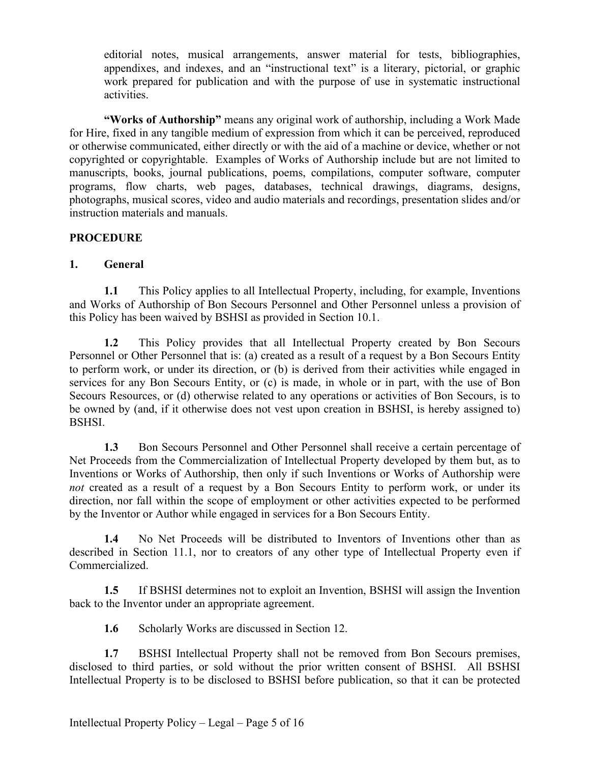editorial notes, musical arrangements, answer material for tests, bibliographies, appendixes, and indexes, and an "instructional text" is a literary, pictorial, or graphic work prepared for publication and with the purpose of use in systematic instructional activities.

**"Works of Authorship"** means any original work of authorship, including a Work Made for Hire, fixed in any tangible medium of expression from which it can be perceived, reproduced or otherwise communicated, either directly or with the aid of a machine or device, whether or not copyrighted or copyrightable. Examples of Works of Authorship include but are not limited to manuscripts, books, journal publications, poems, compilations, computer software, computer programs, flow charts, web pages, databases, technical drawings, diagrams, designs, photographs, musical scores, video and audio materials and recordings, presentation slides and/or instruction materials and manuals.

## PROCEDURE

### 1. General

**1.1** This Policy applies to all Intellectual Property, including, for example, Inventions and Works of Authorship of Bon Secours Personnel and Other Personnel unless a provision of this Policy has been waived by BSHSI as provided in Section 10.1.

**1.2** This Policy provides that all Intellectual Property created by Bon Secours Personnel or Other Personnel that is: (a) created as a result of a request by a Bon Secours Entity to perform work, or under its direction, or (b) is derived from their activities while engaged in services for any Bon Secours Entity, or (c) is made, in whole or in part, with the use of Bon Secours Resources, or (d) otherwise related to any operations or activities of Bon Secours, is to be owned by (and, if it otherwise does not vest upon creation in BSHSI, is hereby assigned to) BSHSI.

**1.3** Bon Secours Personnel and Other Personnel shall receive a certain percentage of Net Proceeds from the Commercialization of Intellectual Property developed by them but, as to Inventions or Works of Authorship, then only if such Inventions or Works of Authorship were *not* created as a result of a request by a Bon Secours Entity to perform work, or under its direction, nor fall within the scope of employment or other activities expected to be performed by the Inventor or Author while engaged in services for a Bon Secours Entity.

**1.4** No Net Proceeds will be distributed to Inventors of Inventions other than as described in Section 11.1, nor to creators of any other type of Intellectual Property even if Commercialized.

**1.5** If BSHSI determines not to exploit an Invention, BSHSI will assign the Invention back to the Inventor under an appropriate agreement.

**1.6** Scholarly Works are discussed in Section 12.

**1.7** BSHSI Intellectual Property shall not be removed from Bon Secours premises, disclosed to third parties, or sold without the prior written consent of BSHSI. All BSHSI Intellectual Property is to be disclosed to BSHSI before publication, so that it can be protected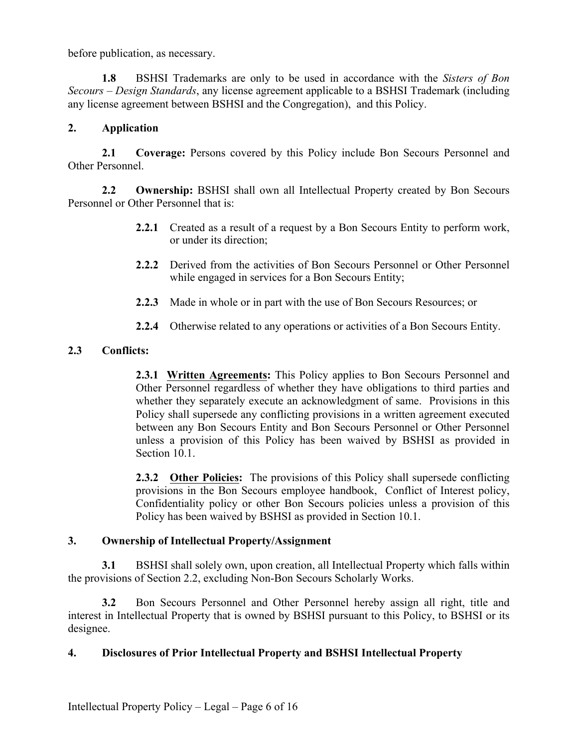before publication, as necessary.

**1.8** BSHSI Trademarks are only to be used in accordance with the *Sisters of Bon Secours – Design Standards*, any license agreement applicable to a BSHSI Trademark (including any license agreement between BSHSI and the Congregation), and this Policy.

## 2. Application

**2.1 Coverage:** Persons covered by this Policy include Bon Secours Personnel and Other Personnel.

**2.2 Ownership:** BSHSI shall own all Intellectual Property created by Bon Secours Personnel or Other Personnel that is:

> **2.2.1** Created as a result of a request by a Bon Secours Entity to perform work, or under its direction;
>
> **2.2.2** Derived from the activities of Bon Secours Personnel or Other Personnel while engaged in services for a Bon Secours Entity;
>
> **2.2.3** Made in whole or in part with the use of Bon Secours Resources; or
>
> **2.2.4** Otherwise related to any operations or activities of a Bon Secours Entity.

### 2.3 Conflicts:

> **2.3.1 Written Agreements:** This Policy applies to Bon Secours Personnel and Other Personnel regardless of whether they have obligations to third parties and whether they separately execute an acknowledgment of same. Provisions in this Policy shall supersede any conflicting provisions in a written agreement executed between any Bon Secours Entity and Bon Secours Personnel or Other Personnel unless a provision of this Policy has been waived by BSHSI as provided in Section 10.1.
>
> **2.3.2 Other Policies:** The provisions of this Policy shall supersede conflicting provisions in the Bon Secours employee handbook, Conflict of Interest policy, Confidentiality policy or other Bon Secours policies unless a provision of this Policy has been waived by BSHSI as provided in Section 10.1.

## 3. Ownership of Intellectual Property/Assignment

**3.1** BSHSI shall solely own, upon creation, all Intellectual Property which falls within the provisions of Section 2.2, excluding Non-Bon Secours Scholarly Works.

**3.2** Bon Secours Personnel and Other Personnel hereby assign all right, title and interest in Intellectual Property that is owned by BSHSI pursuant to this Policy, to BSHSI or its designee.

## 4. Disclosures of Prior Intellectual Property and BSHSI Intellectual Property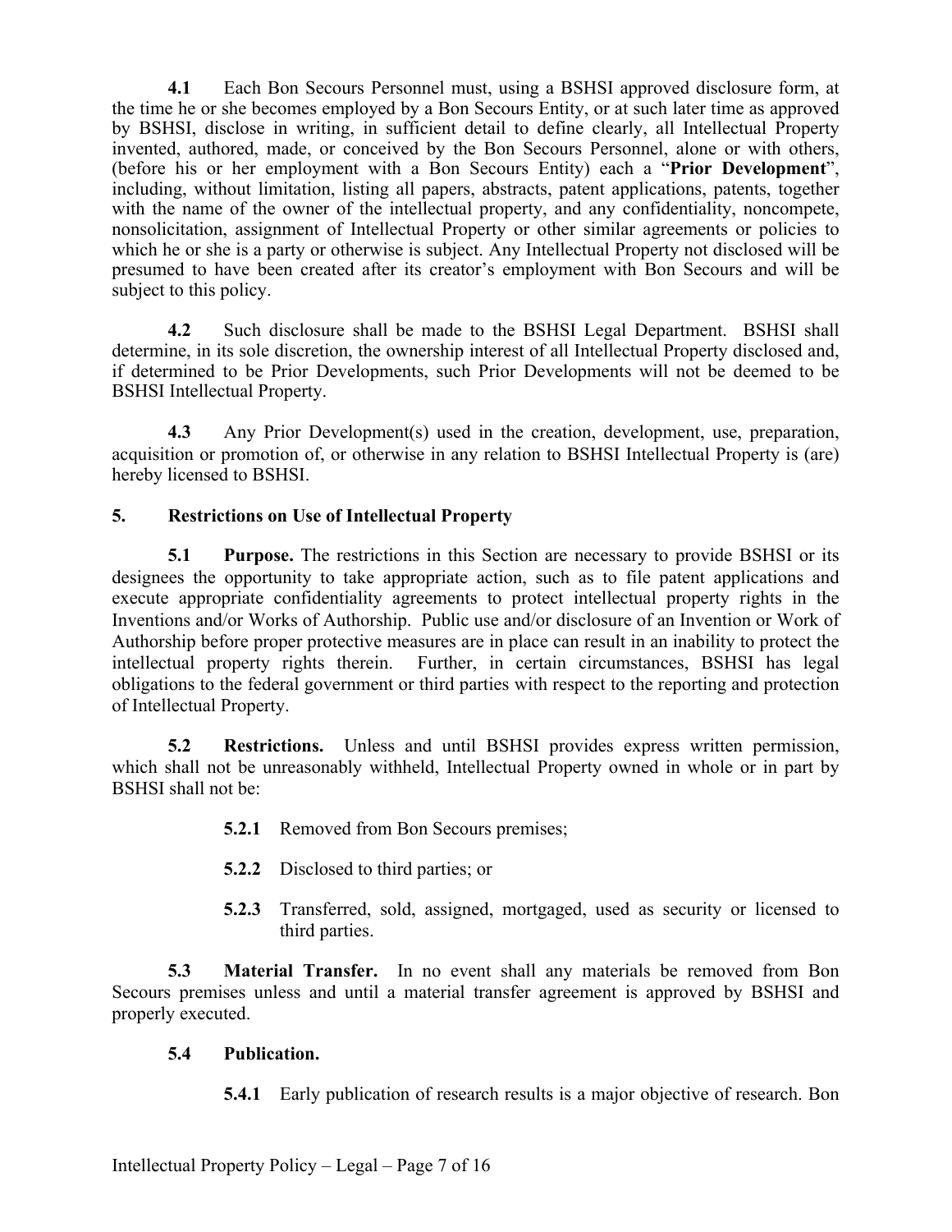**4.1** Each Bon Secours Personnel must, using a BSHSI approved disclosure form, at the time he or she becomes employed by a Bon Secours Entity, or at such later time as approved by BSHSI, disclose in writing, in sufficient detail to define clearly, all Intellectual Property invented, authored, made, or conceived by the Bon Secours Personnel, alone or with others, (before his or her employment with a Bon Secours Entity) each a "**Prior Development**", including, without limitation, listing all papers, abstracts, patent applications, patents, together with the name of the owner of the intellectual property, and any confidentiality, noncompete, nonsolicitation, assignment of Intellectual Property or other similar agreements or policies to which he or she is a party or otherwise is subject. Any Intellectual Property not disclosed will be presumed to have been created after its creator's employment with Bon Secours and will be subject to this policy.

**4.2** Such disclosure shall be made to the BSHSI Legal Department. BSHSI shall determine, in its sole discretion, the ownership interest of all Intellectual Property disclosed and, if determined to be Prior Developments, such Prior Developments will not be deemed to be BSHSI Intellectual Property.

**4.3** Any Prior Development(s) used in the creation, development, use, preparation, acquisition or promotion of, or otherwise in any relation to BSHSI Intellectual Property is (are) hereby licensed to BSHSI.

## 5. Restrictions on Use of Intellectual Property

**5.1 Purpose.** The restrictions in this Section are necessary to provide BSHSI or its designees the opportunity to take appropriate action, such as to file patent applications and execute appropriate confidentiality agreements to protect intellectual property rights in the Inventions and/or Works of Authorship. Public use and/or disclosure of an Invention or Work of Authorship before proper protective measures are in place can result in an inability to protect the intellectual property rights therein. Further, in certain circumstances, BSHSI has legal obligations to the federal government or third parties with respect to the reporting and protection of Intellectual Property.

**5.2 Restrictions.** Unless and until BSHSI provides express written permission, which shall not be unreasonably withheld, Intellectual Property owned in whole or in part by BSHSI shall not be:

> **5.2.1** Removed from Bon Secours premises;
>
> **5.2.2** Disclosed to third parties; or
>
> **5.2.3** Transferred, sold, assigned, mortgaged, used as security or licensed to third parties.

**5.3 Material Transfer.** In no event shall any materials be removed from Bon Secours premises unless and until a material transfer agreement is approved by BSHSI and properly executed.

**5.4 Publication.**

> **5.4.1** Early publication of research results is a major objective of research. Bon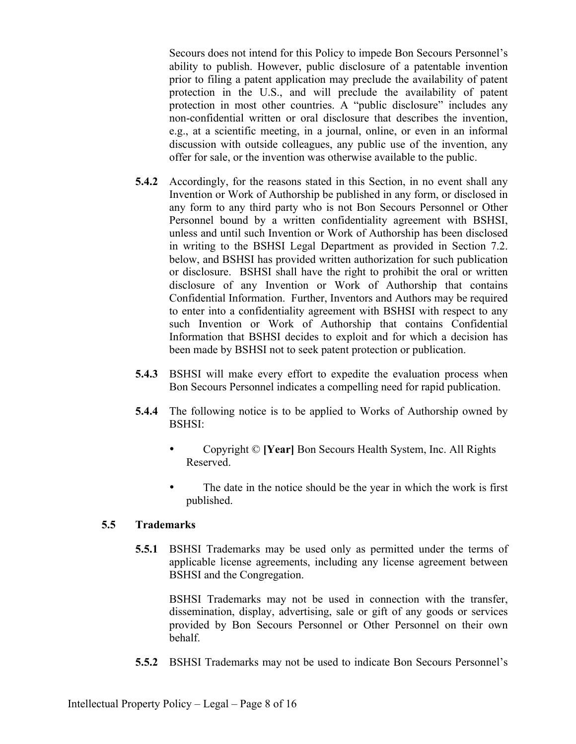Secours does not intend for this Policy to impede Bon Secours Personnel's ability to publish. However, public disclosure of a patentable invention prior to filing a patent application may preclude the availability of patent protection in the U.S., and will preclude the availability of patent protection in most other countries. A "public disclosure" includes any non-confidential written or oral disclosure that describes the invention, e.g., at a scientific meeting, in a journal, online, or even in an informal discussion with outside colleagues, any public use of the invention, any offer for sale, or the invention was otherwise available to the public.

**5.4.2** Accordingly, for the reasons stated in this Section, in no event shall any Invention or Work of Authorship be published in any form, or disclosed in any form to any third party who is not Bon Secours Personnel or Other Personnel bound by a written confidentiality agreement with BSHSI, unless and until such Invention or Work of Authorship has been disclosed in writing to the BSHSI Legal Department as provided in Section 7.2. below, and BSHSI has provided written authorization for such publication or disclosure. BSHSI shall have the right to prohibit the oral or written disclosure of any Invention or Work of Authorship that contains Confidential Information. Further, Inventors and Authors may be required to enter into a confidentiality agreement with BSHSI with respect to any such Invention or Work of Authorship that contains Confidential Information that BSHSI decides to exploit and for which a decision has been made by BSHSI not to seek patent protection or publication.

**5.4.3** BSHSI will make every effort to expedite the evaluation process when Bon Secours Personnel indicates a compelling need for rapid publication.

**5.4.4** The following notice is to be applied to Works of Authorship owned by BSHSI:

- Copyright © **[Year]** Bon Secours Health System, Inc. All Rights Reserved.
- The date in the notice should be the year in which the work is first published.

### 5.5 Trademarks

**5.5.1** BSHSI Trademarks may be used only as permitted under the terms of applicable license agreements, including any license agreement between BSHSI and the Congregation.

BSHSI Trademarks may not be used in connection with the transfer, dissemination, display, advertising, sale or gift of any goods or services provided by Bon Secours Personnel or Other Personnel on their own behalf.

**5.5.2** BSHSI Trademarks may not be used to indicate Bon Secours Personnel's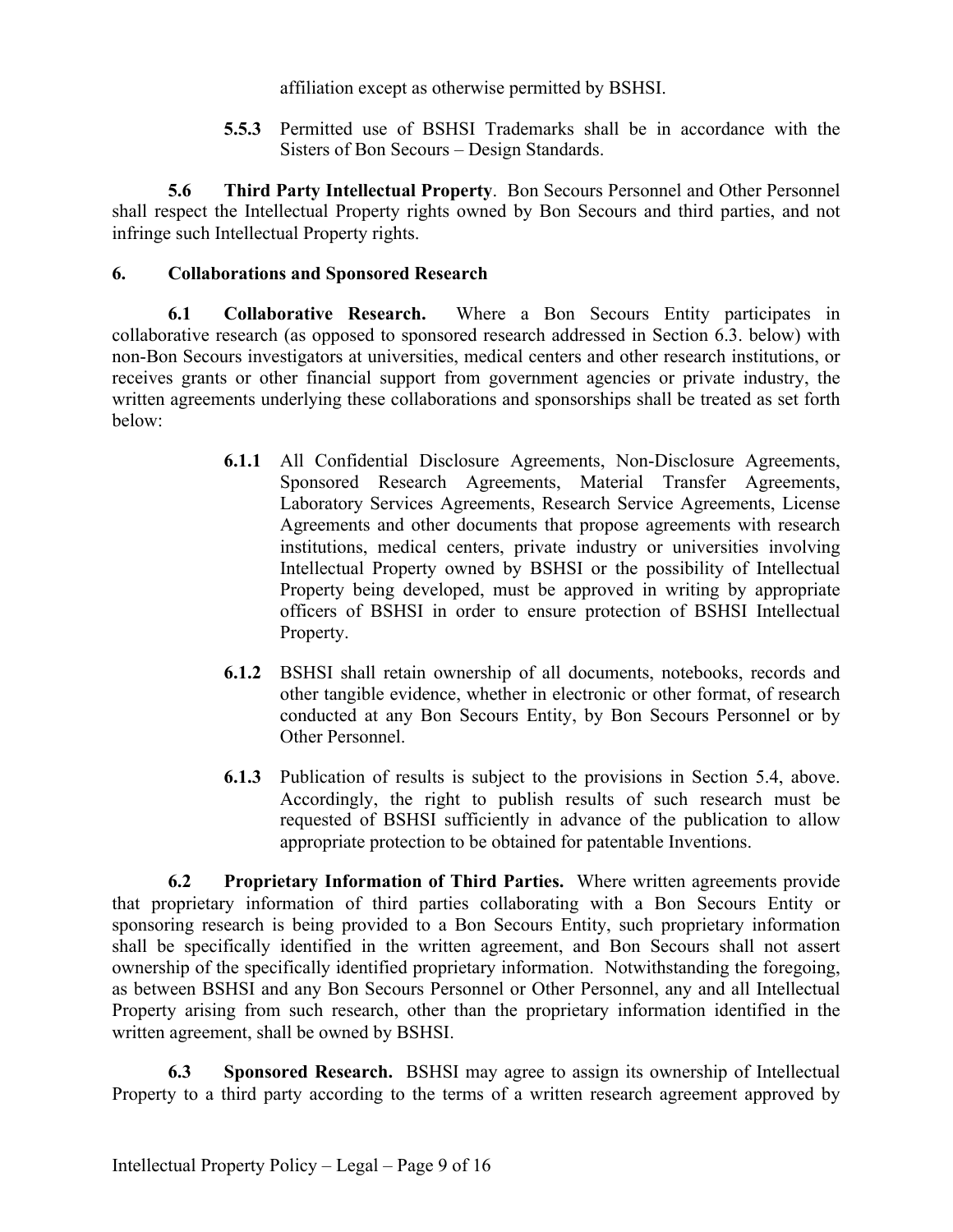affiliation except as otherwise permitted by BSHSI.

**5.5.3** Permitted use of BSHSI Trademarks shall be in accordance with the Sisters of Bon Secours – Design Standards.

**5.6 Third Party Intellectual Property**. Bon Secours Personnel and Other Personnel shall respect the Intellectual Property rights owned by Bon Secours and third parties, and not infringe such Intellectual Property rights.

## 6. Collaborations and Sponsored Research

**6.1 Collaborative Research.** Where a Bon Secours Entity participates in collaborative research (as opposed to sponsored research addressed in Section 6.3. below) with non-Bon Secours investigators at universities, medical centers and other research institutions, or receives grants or other financial support from government agencies or private industry, the written agreements underlying these collaborations and sponsorships shall be treated as set forth below:

**6.1.1** All Confidential Disclosure Agreements, Non-Disclosure Agreements, Sponsored Research Agreements, Material Transfer Agreements, Laboratory Services Agreements, Research Service Agreements, License Agreements and other documents that propose agreements with research institutions, medical centers, private industry or universities involving Intellectual Property owned by BSHSI or the possibility of Intellectual Property being developed, must be approved in writing by appropriate officers of BSHSI in order to ensure protection of BSHSI Intellectual Property.

**6.1.2** BSHSI shall retain ownership of all documents, notebooks, records and other tangible evidence, whether in electronic or other format, of research conducted at any Bon Secours Entity, by Bon Secours Personnel or by Other Personnel.

**6.1.3** Publication of results is subject to the provisions in Section 5.4, above. Accordingly, the right to publish results of such research must be requested of BSHSI sufficiently in advance of the publication to allow appropriate protection to be obtained for patentable Inventions.

**6.2 Proprietary Information of Third Parties.** Where written agreements provide that proprietary information of third parties collaborating with a Bon Secours Entity or sponsoring research is being provided to a Bon Secours Entity, such proprietary information shall be specifically identified in the written agreement, and Bon Secours shall not assert ownership of the specifically identified proprietary information. Notwithstanding the foregoing, as between BSHSI and any Bon Secours Personnel or Other Personnel, any and all Intellectual Property arising from such research, other than the proprietary information identified in the written agreement, shall be owned by BSHSI.

**6.3 Sponsored Research.** BSHSI may agree to assign its ownership of Intellectual Property to a third party according to the terms of a written research agreement approved by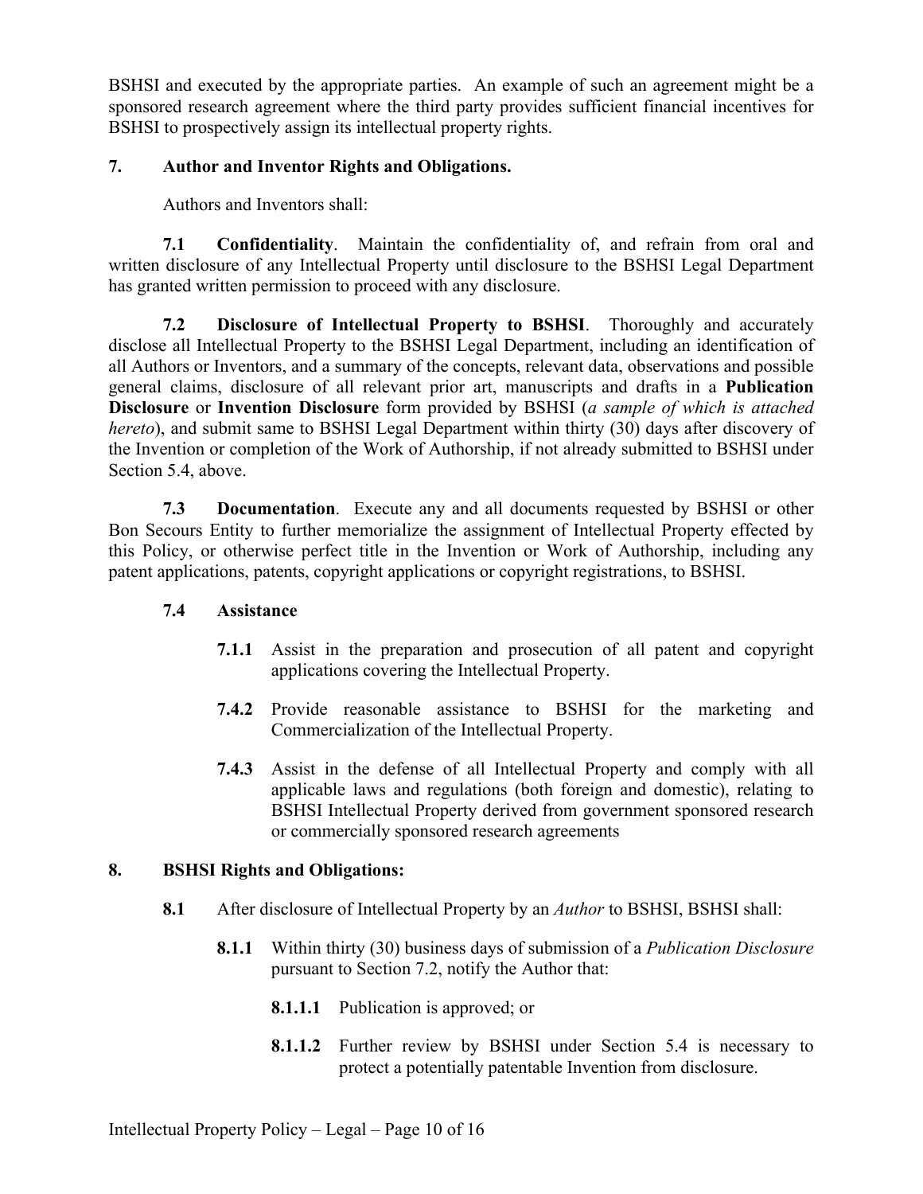BSHSI and executed by the appropriate parties. An example of such an agreement might be a sponsored research agreement where the third party provides sufficient financial incentives for BSHSI to prospectively assign its intellectual property rights.

## 7. Author and Inventor Rights and Obligations.

Authors and Inventors shall:

**7.1 Confidentiality**. Maintain the confidentiality of, and refrain from oral and written disclosure of any Intellectual Property until disclosure to the BSHSI Legal Department has granted written permission to proceed with any disclosure.

**7.2 Disclosure of Intellectual Property to BSHSI**. Thoroughly and accurately disclose all Intellectual Property to the BSHSI Legal Department, including an identification of all Authors or Inventors, and a summary of the concepts, relevant data, observations and possible general claims, disclosure of all relevant prior art, manuscripts and drafts in a **Publication Disclosure** or **Invention Disclosure** form provided by BSHSI (*a sample of which is attached hereto*), and submit same to BSHSI Legal Department within thirty (30) days after discovery of the Invention or completion of the Work of Authorship, if not already submitted to BSHSI under Section 5.4, above.

**7.3 Documentation**. Execute any and all documents requested by BSHSI or other Bon Secours Entity to further memorialize the assignment of Intellectual Property effected by this Policy, or otherwise perfect title in the Invention or Work of Authorship, including any patent applications, patents, copyright applications or copyright registrations, to BSHSI.

**7.4 Assistance**

- **7.1.1** Assist in the preparation and prosecution of all patent and copyright applications covering the Intellectual Property.
- **7.4.2** Provide reasonable assistance to BSHSI for the marketing and Commercialization of the Intellectual Property.
- **7.4.3** Assist in the defense of all Intellectual Property and comply with all applicable laws and regulations (both foreign and domestic), relating to BSHSI Intellectual Property derived from government sponsored research or commercially sponsored research agreements

## 8. BSHSI Rights and Obligations:

**8.1** After disclosure of Intellectual Property by an *Author* to BSHSI, BSHSI shall:

- **8.1.1** Within thirty (30) business days of submission of a *Publication Disclosure* pursuant to Section 7.2, notify the Author that:
  - **8.1.1.1** Publication is approved; or
  - **8.1.1.2** Further review by BSHSI under Section 5.4 is necessary to protect a potentially patentable Invention from disclosure.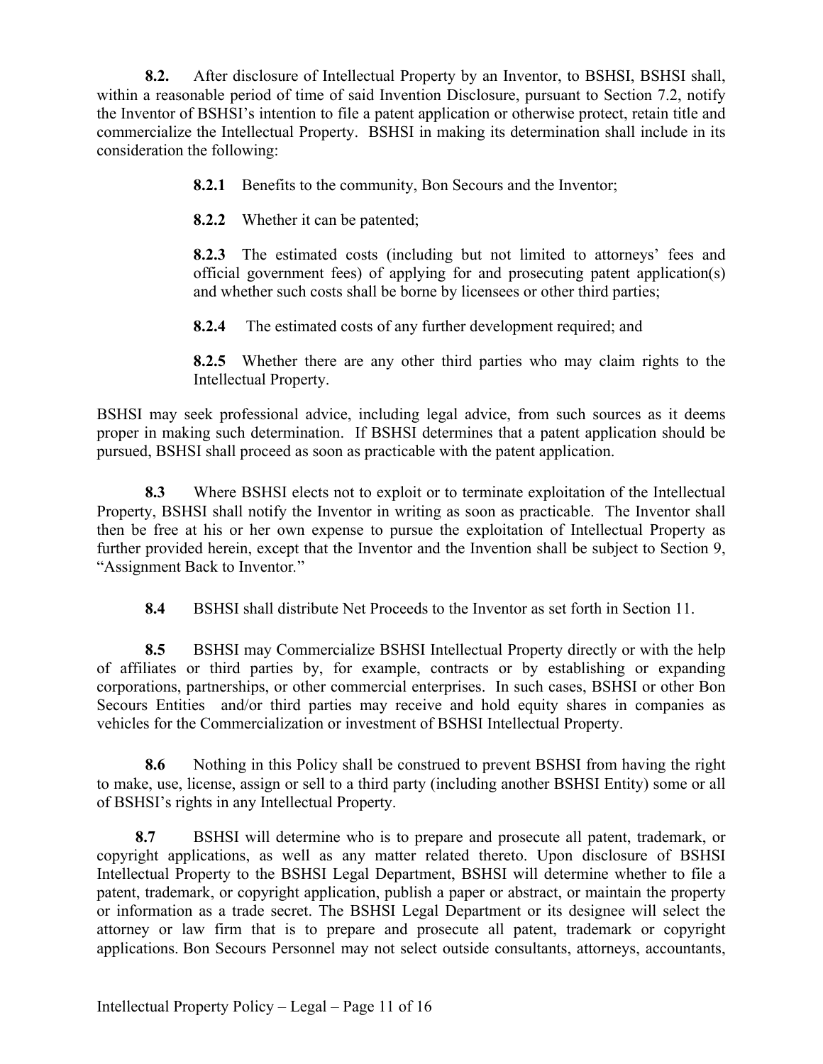**8.2.** After disclosure of Intellectual Property by an Inventor, to BSHSI, BSHSI shall, within a reasonable period of time of said Invention Disclosure, pursuant to Section 7.2, notify the Inventor of BSHSI's intention to file a patent application or otherwise protect, retain title and commercialize the Intellectual Property. BSHSI in making its determination shall include in its consideration the following:

> **8.2.1** Benefits to the community, Bon Secours and the Inventor;
>
> **8.2.2** Whether it can be patented;
>
> **8.2.3** The estimated costs (including but not limited to attorneys' fees and official government fees) of applying for and prosecuting patent application(s) and whether such costs shall be borne by licensees or other third parties;
>
> **8.2.4** The estimated costs of any further development required; and
>
> **8.2.5** Whether there are any other third parties who may claim rights to the Intellectual Property.

BSHSI may seek professional advice, including legal advice, from such sources as it deems proper in making such determination. If BSHSI determines that a patent application should be pursued, BSHSI shall proceed as soon as practicable with the patent application.

**8.3** Where BSHSI elects not to exploit or to terminate exploitation of the Intellectual Property, BSHSI shall notify the Inventor in writing as soon as practicable. The Inventor shall then be free at his or her own expense to pursue the exploitation of Intellectual Property as further provided herein, except that the Inventor and the Invention shall be subject to Section 9, "Assignment Back to Inventor."

**8.4** BSHSI shall distribute Net Proceeds to the Inventor as set forth in Section 11.

**8.5** BSHSI may Commercialize BSHSI Intellectual Property directly or with the help of affiliates or third parties by, for example, contracts or by establishing or expanding corporations, partnerships, or other commercial enterprises. In such cases, BSHSI or other Bon Secours Entities and/or third parties may receive and hold equity shares in companies as vehicles for the Commercialization or investment of BSHSI Intellectual Property.

**8.6** Nothing in this Policy shall be construed to prevent BSHSI from having the right to make, use, license, assign or sell to a third party (including another BSHSI Entity) some or all of BSHSI's rights in any Intellectual Property.

**8.7** BSHSI will determine who is to prepare and prosecute all patent, trademark, or copyright applications, as well as any matter related thereto. Upon disclosure of BSHSI Intellectual Property to the BSHSI Legal Department, BSHSI will determine whether to file a patent, trademark, or copyright application, publish a paper or abstract, or maintain the property or information as a trade secret. The BSHSI Legal Department or its designee will select the attorney or law firm that is to prepare and prosecute all patent, trademark or copyright applications. Bon Secours Personnel may not select outside consultants, attorneys, accountants,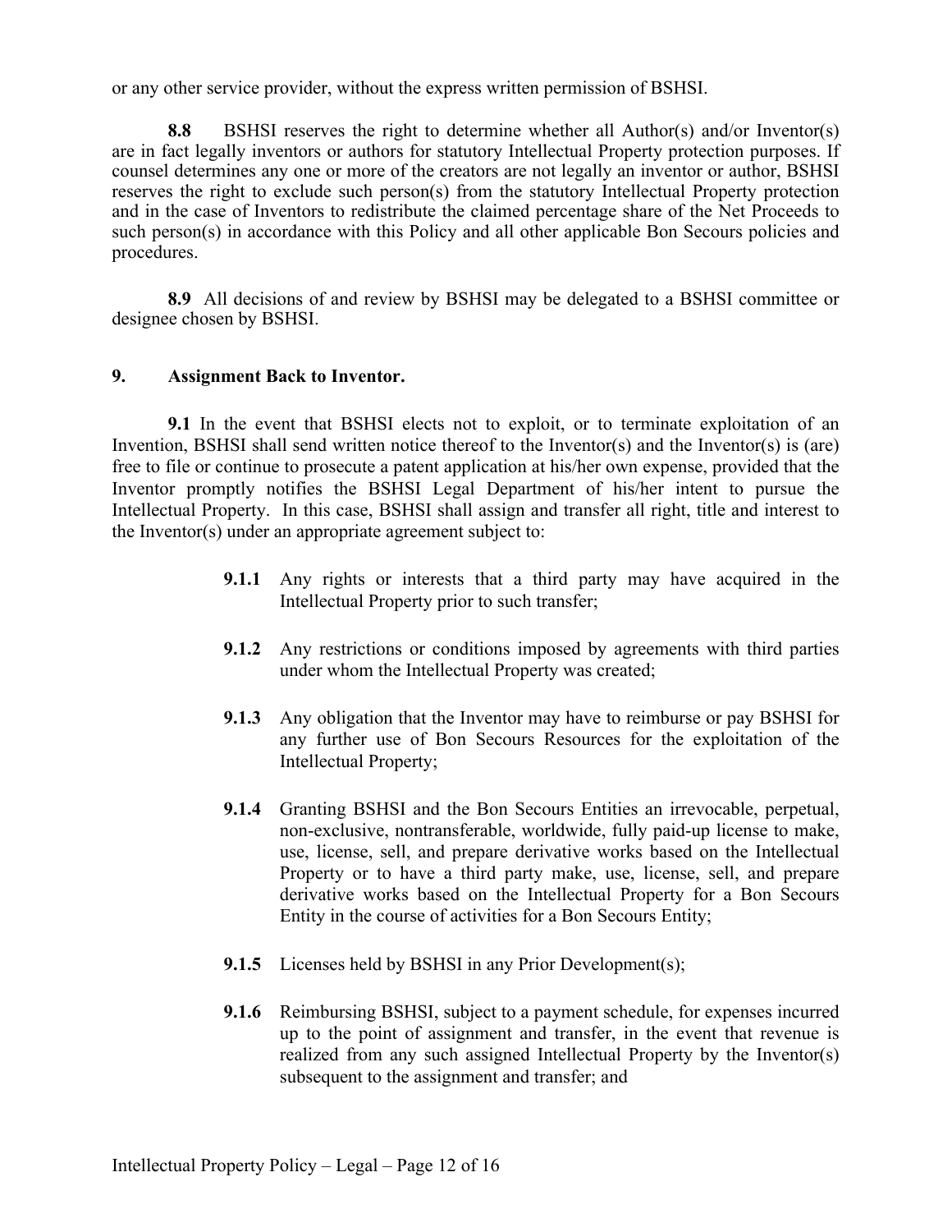or any other service provider, without the express written permission of BSHSI.

**8.8** BSHSI reserves the right to determine whether all Author(s) and/or Inventor(s) are in fact legally inventors or authors for statutory Intellectual Property protection purposes. If counsel determines any one or more of the creators are not legally an inventor or author, BSHSI reserves the right to exclude such person(s) from the statutory Intellectual Property protection and in the case of Inventors to redistribute the claimed percentage share of the Net Proceeds to such person(s) in accordance with this Policy and all other applicable Bon Secours policies and procedures.

**8.9** All decisions of and review by BSHSI may be delegated to a BSHSI committee or designee chosen by BSHSI.

## 9. Assignment Back to Inventor.

**9.1** In the event that BSHSI elects not to exploit, or to terminate exploitation of an Invention, BSHSI shall send written notice thereof to the Inventor(s) and the Inventor(s) is (are) free to file or continue to prosecute a patent application at his/her own expense, provided that the Inventor promptly notifies the BSHSI Legal Department of his/her intent to pursue the Intellectual Property. In this case, BSHSI shall assign and transfer all right, title and interest to the Inventor(s) under an appropriate agreement subject to:

**9.1.1** Any rights or interests that a third party may have acquired in the Intellectual Property prior to such transfer;

**9.1.2** Any restrictions or conditions imposed by agreements with third parties under whom the Intellectual Property was created;

**9.1.3** Any obligation that the Inventor may have to reimburse or pay BSHSI for any further use of Bon Secours Resources for the exploitation of the Intellectual Property;

**9.1.4** Granting BSHSI and the Bon Secours Entities an irrevocable, perpetual, non-exclusive, nontransferable, worldwide, fully paid-up license to make, use, license, sell, and prepare derivative works based on the Intellectual Property or to have a third party make, use, license, sell, and prepare derivative works based on the Intellectual Property for a Bon Secours Entity in the course of activities for a Bon Secours Entity;

**9.1.5** Licenses held by BSHSI in any Prior Development(s);

**9.1.6** Reimbursing BSHSI, subject to a payment schedule, for expenses incurred up to the point of assignment and transfer, in the event that revenue is realized from any such assigned Intellectual Property by the Inventor(s) subsequent to the assignment and transfer; and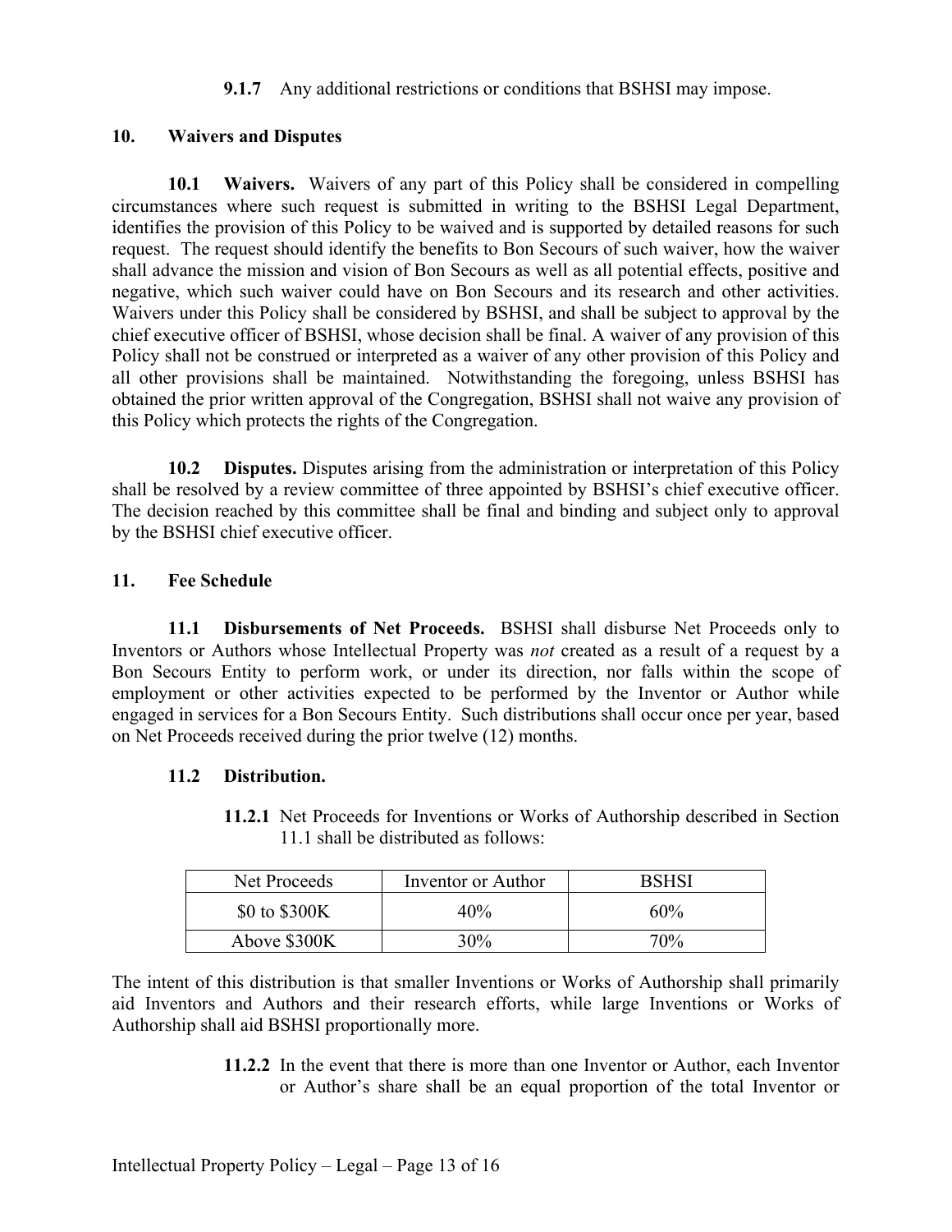**9.1.7** Any additional restrictions or conditions that BSHSI may impose.

## 10. Waivers and Disputes

**10.1 Waivers.** Waivers of any part of this Policy shall be considered in compelling circumstances where such request is submitted in writing to the BSHSI Legal Department, identifies the provision of this Policy to be waived and is supported by detailed reasons for such request. The request should identify the benefits to Bon Secours of such waiver, how the waiver shall advance the mission and vision of Bon Secours as well as all potential effects, positive and negative, which such waiver could have on Bon Secours and its research and other activities. Waivers under this Policy shall be considered by BSHSI, and shall be subject to approval by the chief executive officer of BSHSI, whose decision shall be final. A waiver of any provision of this Policy shall not be construed or interpreted as a waiver of any other provision of this Policy and all other provisions shall be maintained. Notwithstanding the foregoing, unless BSHSI has obtained the prior written approval of the Congregation, BSHSI shall not waive any provision of this Policy which protects the rights of the Congregation.

**10.2 Disputes.** Disputes arising from the administration or interpretation of this Policy shall be resolved by a review committee of three appointed by BSHSI's chief executive officer. The decision reached by this committee shall be final and binding and subject only to approval by the BSHSI chief executive officer.

## 11. Fee Schedule

**11.1 Disbursements of Net Proceeds.** BSHSI shall disburse Net Proceeds only to Inventors or Authors whose Intellectual Property was *not* created as a result of a request by a Bon Secours Entity to perform work, or under its direction, nor falls within the scope of employment or other activities expected to be performed by the Inventor or Author while engaged in services for a Bon Secours Entity. Such distributions shall occur once per year, based on Net Proceeds received during the prior twelve (12) months.

**11.2 Distribution.**

**11.2.1** Net Proceeds for Inventions or Works of Authorship described in Section 11.1 shall be distributed as follows:

| Net Proceeds | Inventor or Author | BSHSI |
|---|---|---|
| $0 to $300K | 40% | 60% |
| Above $300K | 30% | 70% |

The intent of this distribution is that smaller Inventions or Works of Authorship shall primarily aid Inventors and Authors and their research efforts, while large Inventions or Works of Authorship shall aid BSHSI proportionally more.

**11.2.2** In the event that there is more than one Inventor or Author, each Inventor or Author's share shall be an equal proportion of the total Inventor or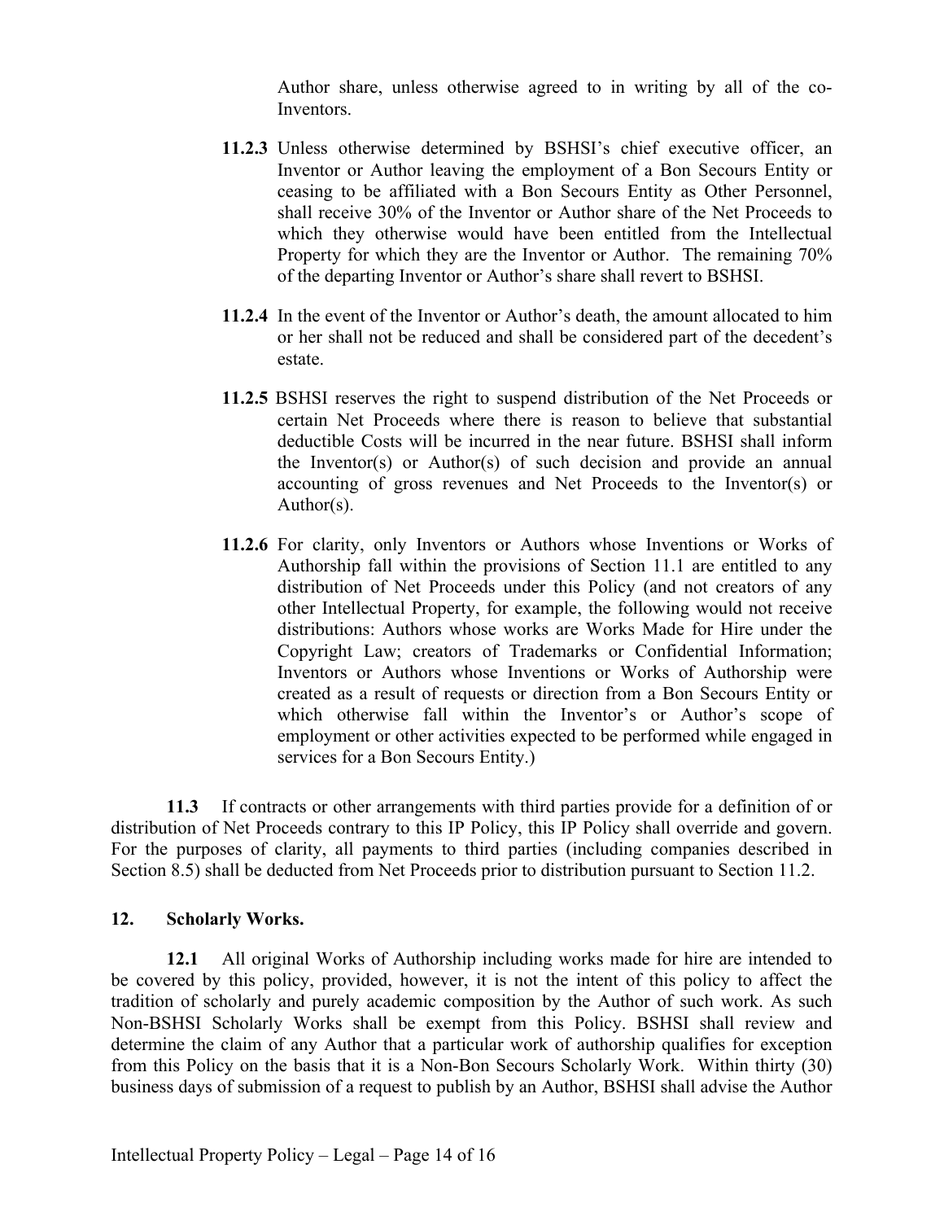Author share, unless otherwise agreed to in writing by all of the co-Inventors.

**11.2.3** Unless otherwise determined by BSHSI's chief executive officer, an Inventor or Author leaving the employment of a Bon Secours Entity or ceasing to be affiliated with a Bon Secours Entity as Other Personnel, shall receive 30% of the Inventor or Author share of the Net Proceeds to which they otherwise would have been entitled from the Intellectual Property for which they are the Inventor or Author. The remaining 70% of the departing Inventor or Author's share shall revert to BSHSI.

**11.2.4** In the event of the Inventor or Author's death, the amount allocated to him or her shall not be reduced and shall be considered part of the decedent's estate.

**11.2.5** BSHSI reserves the right to suspend distribution of the Net Proceeds or certain Net Proceeds where there is reason to believe that substantial deductible Costs will be incurred in the near future. BSHSI shall inform the Inventor(s) or Author(s) of such decision and provide an annual accounting of gross revenues and Net Proceeds to the Inventor(s) or Author(s).

**11.2.6** For clarity, only Inventors or Authors whose Inventions or Works of Authorship fall within the provisions of Section 11.1 are entitled to any distribution of Net Proceeds under this Policy (and not creators of any other Intellectual Property, for example, the following would not receive distributions: Authors whose works are Works Made for Hire under the Copyright Law; creators of Trademarks or Confidential Information; Inventors or Authors whose Inventions or Works of Authorship were created as a result of requests or direction from a Bon Secours Entity or which otherwise fall within the Inventor's or Author's scope of employment or other activities expected to be performed while engaged in services for a Bon Secours Entity.)

**11.3** If contracts or other arrangements with third parties provide for a definition of or distribution of Net Proceeds contrary to this IP Policy, this IP Policy shall override and govern. For the purposes of clarity, all payments to third parties (including companies described in Section 8.5) shall be deducted from Net Proceeds prior to distribution pursuant to Section 11.2.

## 12. Scholarly Works.

**12.1** All original Works of Authorship including works made for hire are intended to be covered by this policy, provided, however, it is not the intent of this policy to affect the tradition of scholarly and purely academic composition by the Author of such work. As such Non-BSHSI Scholarly Works shall be exempt from this Policy. BSHSI shall review and determine the claim of any Author that a particular work of authorship qualifies for exception from this Policy on the basis that it is a Non-Bon Secours Scholarly Work. Within thirty (30) business days of submission of a request to publish by an Author, BSHSI shall advise the Author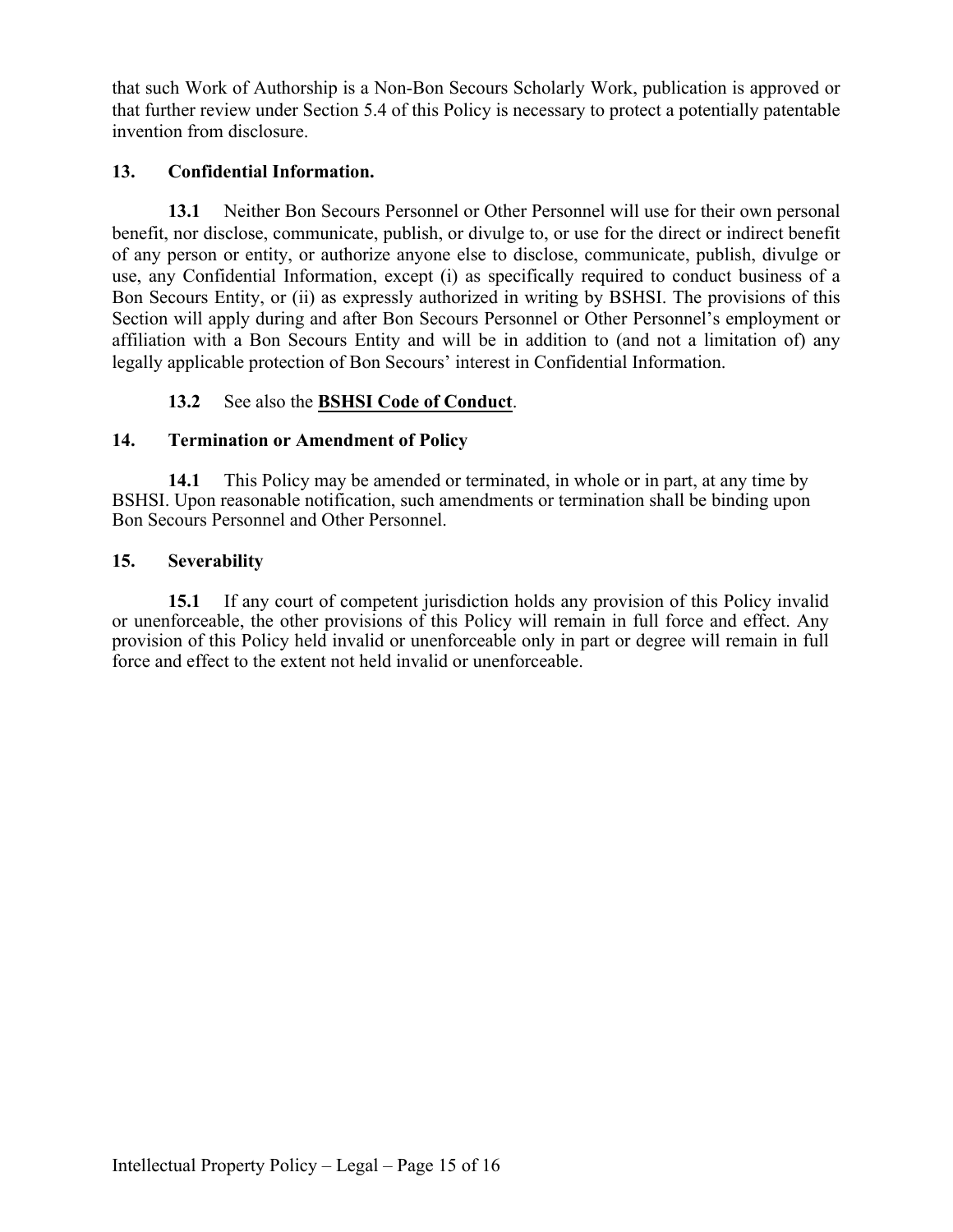that such Work of Authorship is a Non-Bon Secours Scholarly Work, publication is approved or that further review under Section 5.4 of this Policy is necessary to protect a potentially patentable invention from disclosure.

## 13. Confidential Information.

**13.1** Neither Bon Secours Personnel or Other Personnel will use for their own personal benefit, nor disclose, communicate, publish, or divulge to, or use for the direct or indirect benefit of any person or entity, or authorize anyone else to disclose, communicate, publish, divulge or use, any Confidential Information, except (i) as specifically required to conduct business of a Bon Secours Entity, or (ii) as expressly authorized in writing by BSHSI. The provisions of this Section will apply during and after Bon Secours Personnel or Other Personnel's employment or affiliation with a Bon Secours Entity and will be in addition to (and not a limitation of) any legally applicable protection of Bon Secours' interest in Confidential Information.

**13.2** See also the **BSHSI Code of Conduct**.

## 14. Termination or Amendment of Policy

**14.1** This Policy may be amended or terminated, in whole or in part, at any time by BSHSI. Upon reasonable notification, such amendments or termination shall be binding upon Bon Secours Personnel and Other Personnel.

## 15. Severability

**15.1** If any court of competent jurisdiction holds any provision of this Policy invalid or unenforceable, the other provisions of this Policy will remain in full force and effect. Any provision of this Policy held invalid or unenforceable only in part or degree will remain in full force and effect to the extent not held invalid or unenforceable.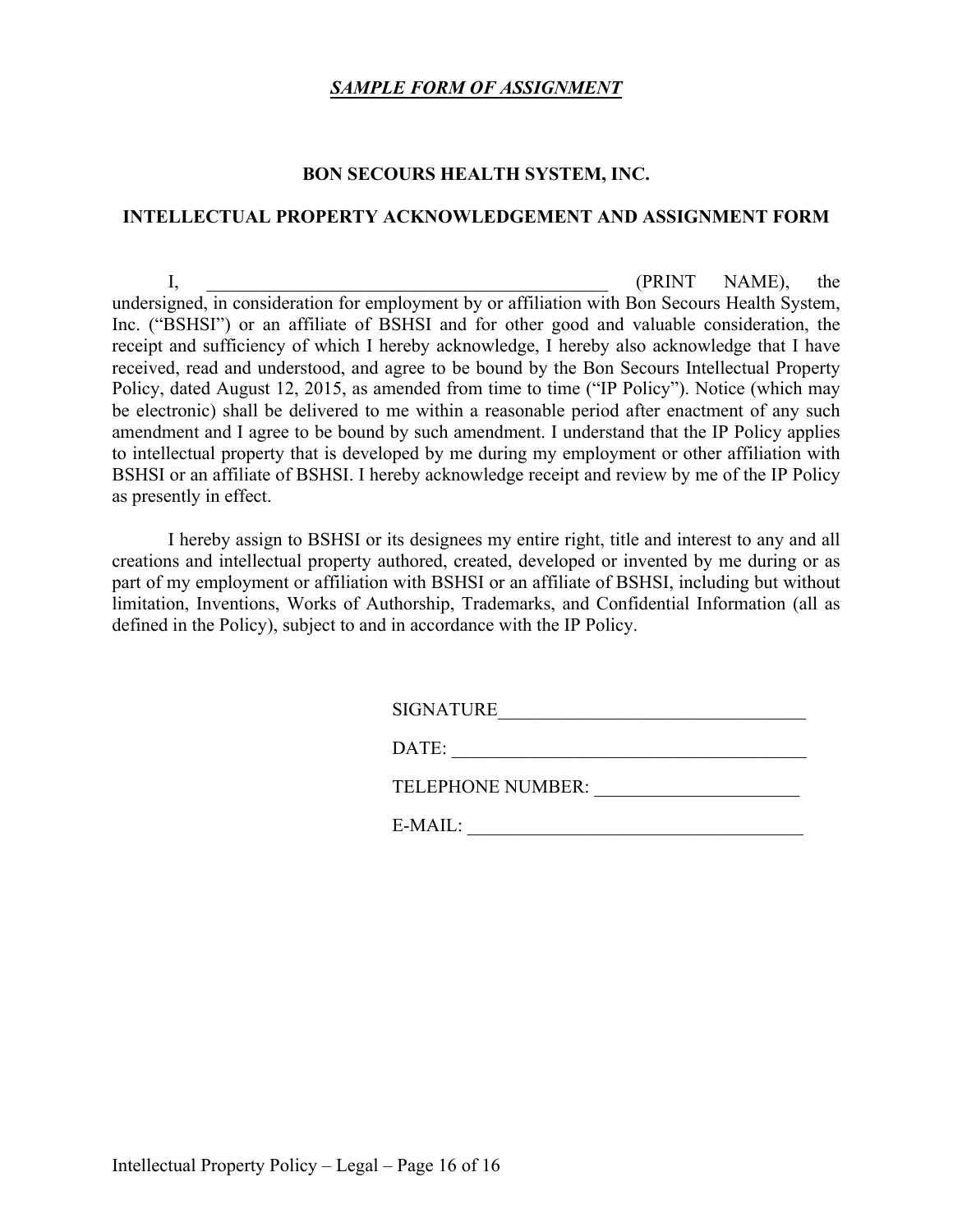***SAMPLE FORM OF ASSIGNMENT***

**BON SECOURS HEALTH SYSTEM, INC.**

**INTELLECTUAL PROPERTY ACKNOWLEDGEMENT AND ASSIGNMENT FORM**

I, ____________________________________________ (PRINT NAME), the undersigned, in consideration for employment by or affiliation with Bon Secours Health System, Inc. ("BSHSI") or an affiliate of BSHSI and for other good and valuable consideration, the receipt and sufficiency of which I hereby acknowledge, I hereby also acknowledge that I have received, read and understood, and agree to be bound by the Bon Secours Intellectual Property Policy, dated August 12, 2015, as amended from time to time ("IP Policy"). Notice (which may be electronic) shall be delivered to me within a reasonable period after enactment of any such amendment and I agree to be bound by such amendment. I understand that the IP Policy applies to intellectual property that is developed by me during my employment or other affiliation with BSHSI or an affiliate of BSHSI. I hereby acknowledge receipt and review by me of the IP Policy as presently in effect.

I hereby assign to BSHSI or its designees my entire right, title and interest to any and all creations and intellectual property authored, created, developed or invented by me during or as part of my employment or affiliation with BSHSI or an affiliate of BSHSI, including but without limitation, Inventions, Works of Authorship, Trademarks, and Confidential Information (all as defined in the Policy), subject to and in accordance with the IP Policy.

SIGNATURE_________________________________

DATE: ______________________________________

TELEPHONE NUMBER: ______________________

E-MAIL: ____________________________________